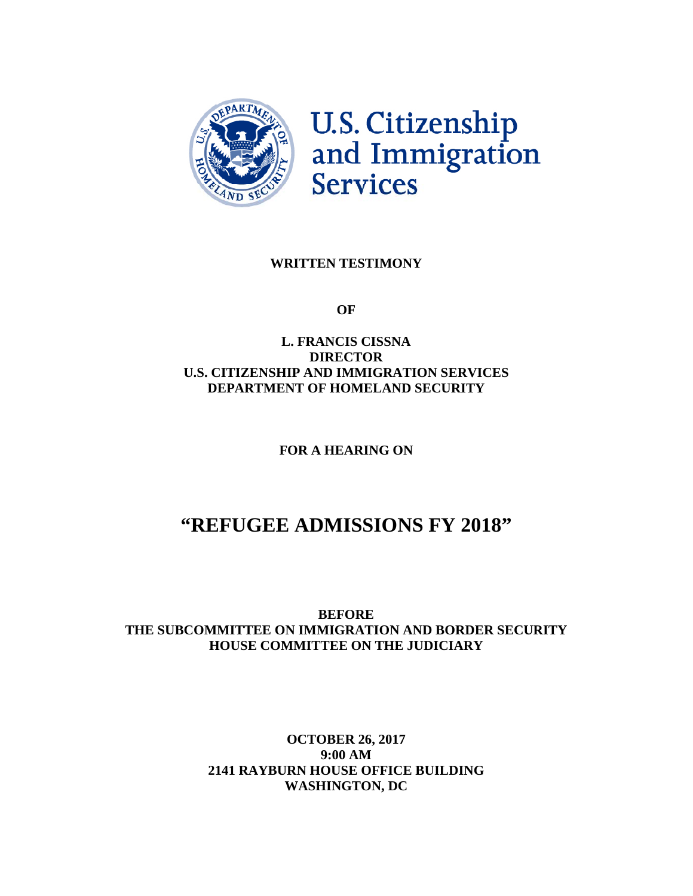U.S. Citizenship and Immigration Services

**WRITTEN TESTIMONY**

**OF**

**L. FRANCIS CISSNA**
**DIRECTOR**
**U.S. CITIZENSHIP AND IMMIGRATION SERVICES**
**DEPARTMENT OF HOMELAND SECURITY**

**FOR A HEARING ON**

# "REFUGEE ADMISSIONS FY 2018"

**BEFORE**
**THE SUBCOMMITTEE ON IMMIGRATION AND BORDER SECURITY**
**HOUSE COMMITTEE ON THE JUDICIARY**

**OCTOBER 26, 2017**
**9:00 AM**
**2141 RAYBURN HOUSE OFFICE BUILDING**
**WASHINGTON, DC**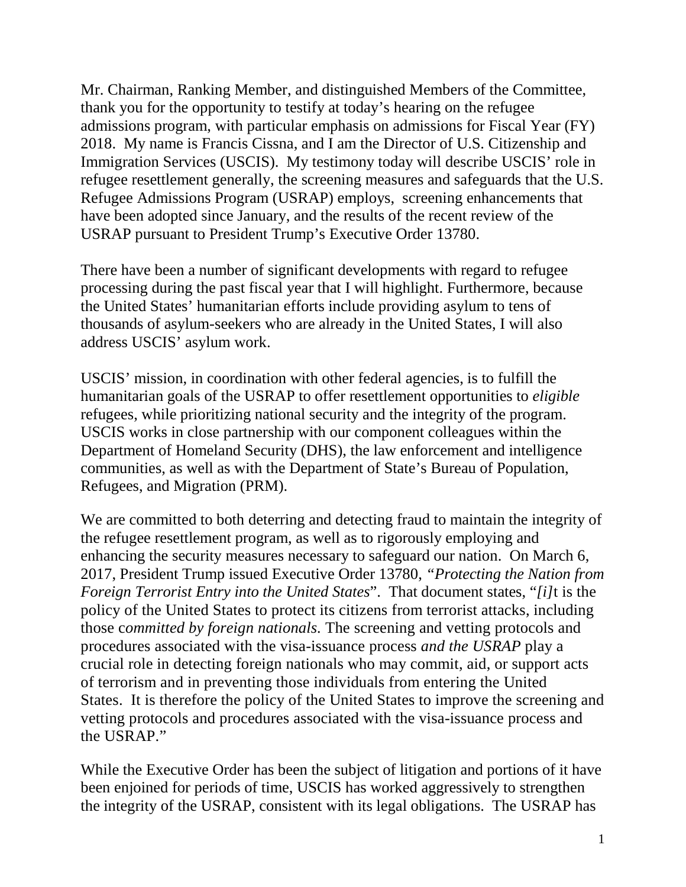Mr. Chairman, Ranking Member, and distinguished Members of the Committee, thank you for the opportunity to testify at today's hearing on the refugee admissions program, with particular emphasis on admissions for Fiscal Year (FY) 2018. My name is Francis Cissna, and I am the Director of U.S. Citizenship and Immigration Services (USCIS). My testimony today will describe USCIS' role in refugee resettlement generally, the screening measures and safeguards that the U.S. Refugee Admissions Program (USRAP) employs, screening enhancements that have been adopted since January, and the results of the recent review of the USRAP pursuant to President Trump's Executive Order 13780.

There have been a number of significant developments with regard to refugee processing during the past fiscal year that I will highlight. Furthermore, because the United States' humanitarian efforts include providing asylum to tens of thousands of asylum-seekers who are already in the United States, I will also address USCIS' asylum work.

USCIS' mission, in coordination with other federal agencies, is to fulfill the humanitarian goals of the USRAP to offer resettlement opportunities to *eligible* refugees, while prioritizing national security and the integrity of the program. USCIS works in close partnership with our component colleagues within the Department of Homeland Security (DHS), the law enforcement and intelligence communities, as well as with the Department of State's Bureau of Population, Refugees, and Migration (PRM).

We are committed to both deterring and detecting fraud to maintain the integrity of the refugee resettlement program, as well as to rigorously employing and enhancing the security measures necessary to safeguard our nation. On March 6, 2017, President Trump issued Executive Order 13780, *"Protecting the Nation from Foreign Terrorist Entry into the United States*". That document states, "*[i]*t is the policy of the United States to protect its citizens from terrorist attacks, including those c*ommitted by foreign nationals*. The screening and vetting protocols and procedures associated with the visa-issuance process *and the USRAP* play a crucial role in detecting foreign nationals who may commit, aid, or support acts of terrorism and in preventing those individuals from entering the United States. It is therefore the policy of the United States to improve the screening and vetting protocols and procedures associated with the visa-issuance process and the USRAP."

While the Executive Order has been the subject of litigation and portions of it have been enjoined for periods of time, USCIS has worked aggressively to strengthen the integrity of the USRAP, consistent with its legal obligations. The USRAP has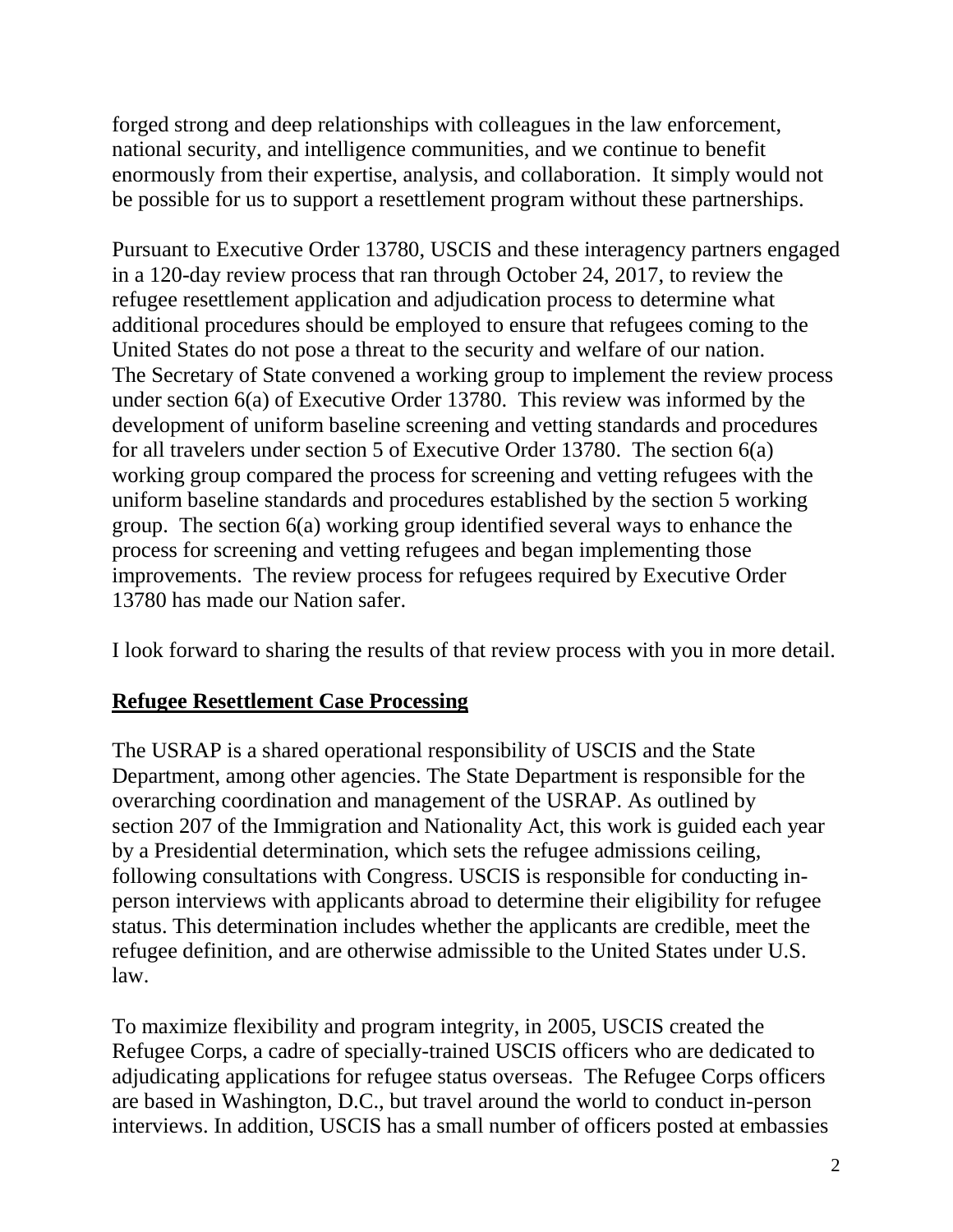forged strong and deep relationships with colleagues in the law enforcement, national security, and intelligence communities, and we continue to benefit enormously from their expertise, analysis, and collaboration. It simply would not be possible for us to support a resettlement program without these partnerships.

Pursuant to Executive Order 13780, USCIS and these interagency partners engaged in a 120-day review process that ran through October 24, 2017, to review the refugee resettlement application and adjudication process to determine what additional procedures should be employed to ensure that refugees coming to the United States do not pose a threat to the security and welfare of our nation. The Secretary of State convened a working group to implement the review process under section 6(a) of Executive Order 13780. This review was informed by the development of uniform baseline screening and vetting standards and procedures for all travelers under section 5 of Executive Order 13780. The section 6(a) working group compared the process for screening and vetting refugees with the uniform baseline standards and procedures established by the section 5 working group. The section 6(a) working group identified several ways to enhance the process for screening and vetting refugees and began implementing those improvements. The review process for refugees required by Executive Order 13780 has made our Nation safer.

I look forward to sharing the results of that review process with you in more detail.

## Refugee Resettlement Case Processing

The USRAP is a shared operational responsibility of USCIS and the State Department, among other agencies. The State Department is responsible for the overarching coordination and management of the USRAP. As outlined by section 207 of the Immigration and Nationality Act, this work is guided each year by a Presidential determination, which sets the refugee admissions ceiling, following consultations with Congress. USCIS is responsible for conducting in-person interviews with applicants abroad to determine their eligibility for refugee status. This determination includes whether the applicants are credible, meet the refugee definition, and are otherwise admissible to the United States under U.S. law.

To maximize flexibility and program integrity, in 2005, USCIS created the Refugee Corps, a cadre of specially-trained USCIS officers who are dedicated to adjudicating applications for refugee status overseas. The Refugee Corps officers are based in Washington, D.C., but travel around the world to conduct in-person interviews. In addition, USCIS has a small number of officers posted at embassies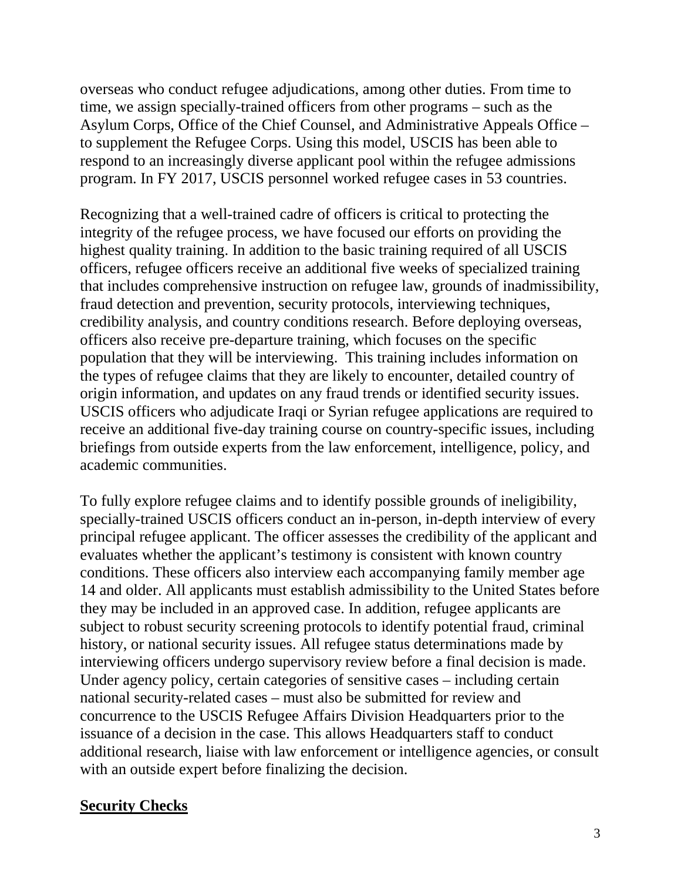overseas who conduct refugee adjudications, among other duties. From time to time, we assign specially-trained officers from other programs – such as the Asylum Corps, Office of the Chief Counsel, and Administrative Appeals Office – to supplement the Refugee Corps. Using this model, USCIS has been able to respond to an increasingly diverse applicant pool within the refugee admissions program. In FY 2017, USCIS personnel worked refugee cases in 53 countries.

Recognizing that a well-trained cadre of officers is critical to protecting the integrity of the refugee process, we have focused our efforts on providing the highest quality training. In addition to the basic training required of all USCIS officers, refugee officers receive an additional five weeks of specialized training that includes comprehensive instruction on refugee law, grounds of inadmissibility, fraud detection and prevention, security protocols, interviewing techniques, credibility analysis, and country conditions research. Before deploying overseas, officers also receive pre-departure training, which focuses on the specific population that they will be interviewing. This training includes information on the types of refugee claims that they are likely to encounter, detailed country of origin information, and updates on any fraud trends or identified security issues. USCIS officers who adjudicate Iraqi or Syrian refugee applications are required to receive an additional five-day training course on country-specific issues, including briefings from outside experts from the law enforcement, intelligence, policy, and academic communities.

To fully explore refugee claims and to identify possible grounds of ineligibility, specially-trained USCIS officers conduct an in-person, in-depth interview of every principal refugee applicant. The officer assesses the credibility of the applicant and evaluates whether the applicant's testimony is consistent with known country conditions. These officers also interview each accompanying family member age 14 and older. All applicants must establish admissibility to the United States before they may be included in an approved case. In addition, refugee applicants are subject to robust security screening protocols to identify potential fraud, criminal history, or national security issues. All refugee status determinations made by interviewing officers undergo supervisory review before a final decision is made. Under agency policy, certain categories of sensitive cases – including certain national security-related cases – must also be submitted for review and concurrence to the USCIS Refugee Affairs Division Headquarters prior to the issuance of a decision in the case. This allows Headquarters staff to conduct additional research, liaise with law enforcement or intelligence agencies, or consult with an outside expert before finalizing the decision.

## Security Checks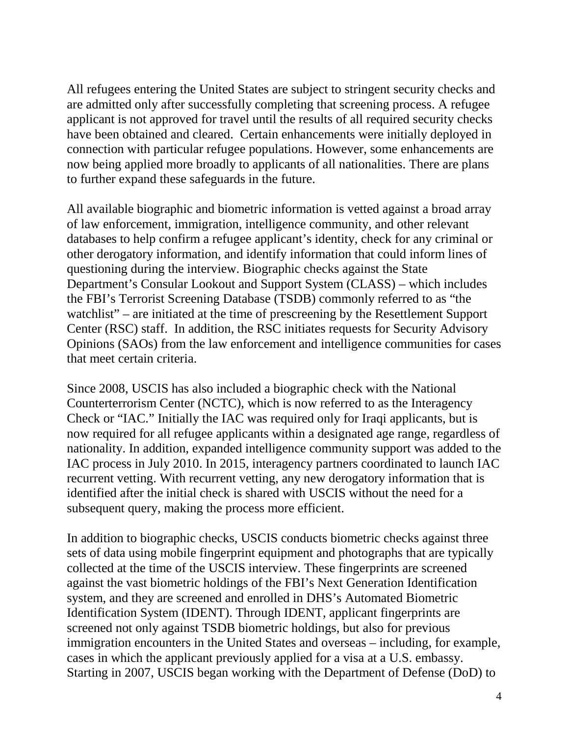All refugees entering the United States are subject to stringent security checks and are admitted only after successfully completing that screening process. A refugee applicant is not approved for travel until the results of all required security checks have been obtained and cleared. Certain enhancements were initially deployed in connection with particular refugee populations. However, some enhancements are now being applied more broadly to applicants of all nationalities. There are plans to further expand these safeguards in the future.

All available biographic and biometric information is vetted against a broad array of law enforcement, immigration, intelligence community, and other relevant databases to help confirm a refugee applicant's identity, check for any criminal or other derogatory information, and identify information that could inform lines of questioning during the interview. Biographic checks against the State Department's Consular Lookout and Support System (CLASS) – which includes the FBI's Terrorist Screening Database (TSDB) commonly referred to as "the watchlist" – are initiated at the time of prescreening by the Resettlement Support Center (RSC) staff. In addition, the RSC initiates requests for Security Advisory Opinions (SAOs) from the law enforcement and intelligence communities for cases that meet certain criteria.

Since 2008, USCIS has also included a biographic check with the National Counterterrorism Center (NCTC), which is now referred to as the Interagency Check or "IAC." Initially the IAC was required only for Iraqi applicants, but is now required for all refugee applicants within a designated age range, regardless of nationality. In addition, expanded intelligence community support was added to the IAC process in July 2010. In 2015, interagency partners coordinated to launch IAC recurrent vetting. With recurrent vetting, any new derogatory information that is identified after the initial check is shared with USCIS without the need for a subsequent query, making the process more efficient.

In addition to biographic checks, USCIS conducts biometric checks against three sets of data using mobile fingerprint equipment and photographs that are typically collected at the time of the USCIS interview. These fingerprints are screened against the vast biometric holdings of the FBI's Next Generation Identification system, and they are screened and enrolled in DHS's Automated Biometric Identification System (IDENT). Through IDENT, applicant fingerprints are screened not only against TSDB biometric holdings, but also for previous immigration encounters in the United States and overseas – including, for example, cases in which the applicant previously applied for a visa at a U.S. embassy. Starting in 2007, USCIS began working with the Department of Defense (DoD) to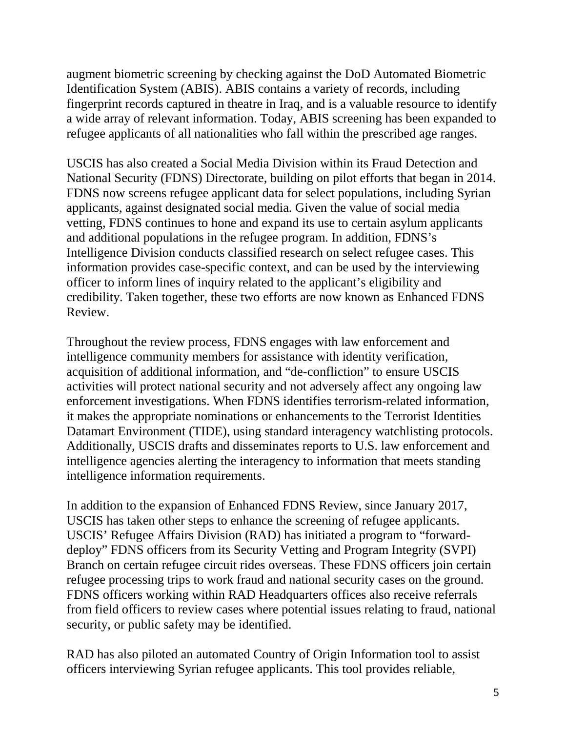augment biometric screening by checking against the DoD Automated Biometric Identification System (ABIS). ABIS contains a variety of records, including fingerprint records captured in theatre in Iraq, and is a valuable resource to identify a wide array of relevant information. Today, ABIS screening has been expanded to refugee applicants of all nationalities who fall within the prescribed age ranges.

USCIS has also created a Social Media Division within its Fraud Detection and National Security (FDNS) Directorate, building on pilot efforts that began in 2014. FDNS now screens refugee applicant data for select populations, including Syrian applicants, against designated social media. Given the value of social media vetting, FDNS continues to hone and expand its use to certain asylum applicants and additional populations in the refugee program. In addition, FDNS's Intelligence Division conducts classified research on select refugee cases. This information provides case-specific context, and can be used by the interviewing officer to inform lines of inquiry related to the applicant's eligibility and credibility. Taken together, these two efforts are now known as Enhanced FDNS Review.

Throughout the review process, FDNS engages with law enforcement and intelligence community members for assistance with identity verification, acquisition of additional information, and "de-confliction" to ensure USCIS activities will protect national security and not adversely affect any ongoing law enforcement investigations. When FDNS identifies terrorism-related information, it makes the appropriate nominations or enhancements to the Terrorist Identities Datamart Environment (TIDE), using standard interagency watchlisting protocols. Additionally, USCIS drafts and disseminates reports to U.S. law enforcement and intelligence agencies alerting the interagency to information that meets standing intelligence information requirements.

In addition to the expansion of Enhanced FDNS Review, since January 2017, USCIS has taken other steps to enhance the screening of refugee applicants. USCIS' Refugee Affairs Division (RAD) has initiated a program to "forward-deploy" FDNS officers from its Security Vetting and Program Integrity (SVPI) Branch on certain refugee circuit rides overseas. These FDNS officers join certain refugee processing trips to work fraud and national security cases on the ground. FDNS officers working within RAD Headquarters offices also receive referrals from field officers to review cases where potential issues relating to fraud, national security, or public safety may be identified.

RAD has also piloted an automated Country of Origin Information tool to assist officers interviewing Syrian refugee applicants. This tool provides reliable,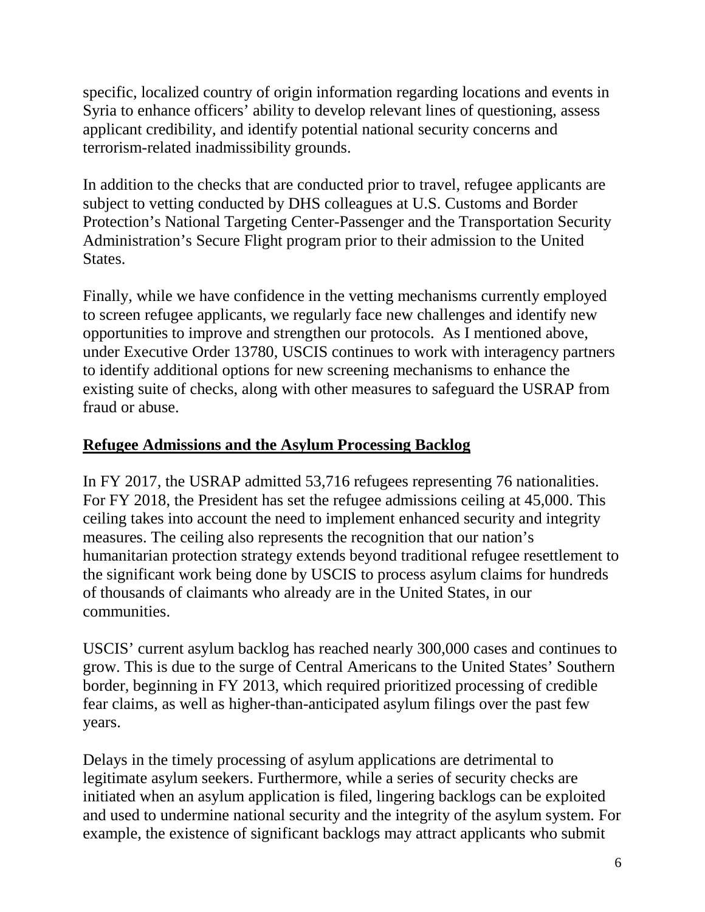specific, localized country of origin information regarding locations and events in Syria to enhance officers' ability to develop relevant lines of questioning, assess applicant credibility, and identify potential national security concerns and terrorism-related inadmissibility grounds.

In addition to the checks that are conducted prior to travel, refugee applicants are subject to vetting conducted by DHS colleagues at U.S. Customs and Border Protection's National Targeting Center-Passenger and the Transportation Security Administration's Secure Flight program prior to their admission to the United States.

Finally, while we have confidence in the vetting mechanisms currently employed to screen refugee applicants, we regularly face new challenges and identify new opportunities to improve and strengthen our protocols. As I mentioned above, under Executive Order 13780, USCIS continues to work with interagency partners to identify additional options for new screening mechanisms to enhance the existing suite of checks, along with other measures to safeguard the USRAP from fraud or abuse.

## Refugee Admissions and the Asylum Processing Backlog

In FY 2017, the USRAP admitted 53,716 refugees representing 76 nationalities. For FY 2018, the President has set the refugee admissions ceiling at 45,000. This ceiling takes into account the need to implement enhanced security and integrity measures. The ceiling also represents the recognition that our nation's humanitarian protection strategy extends beyond traditional refugee resettlement to the significant work being done by USCIS to process asylum claims for hundreds of thousands of claimants who already are in the United States, in our communities.

USCIS' current asylum backlog has reached nearly 300,000 cases and continues to grow. This is due to the surge of Central Americans to the United States' Southern border, beginning in FY 2013, which required prioritized processing of credible fear claims, as well as higher-than-anticipated asylum filings over the past few years.

Delays in the timely processing of asylum applications are detrimental to legitimate asylum seekers. Furthermore, while a series of security checks are initiated when an asylum application is filed, lingering backlogs can be exploited and used to undermine national security and the integrity of the asylum system. For example, the existence of significant backlogs may attract applicants who submit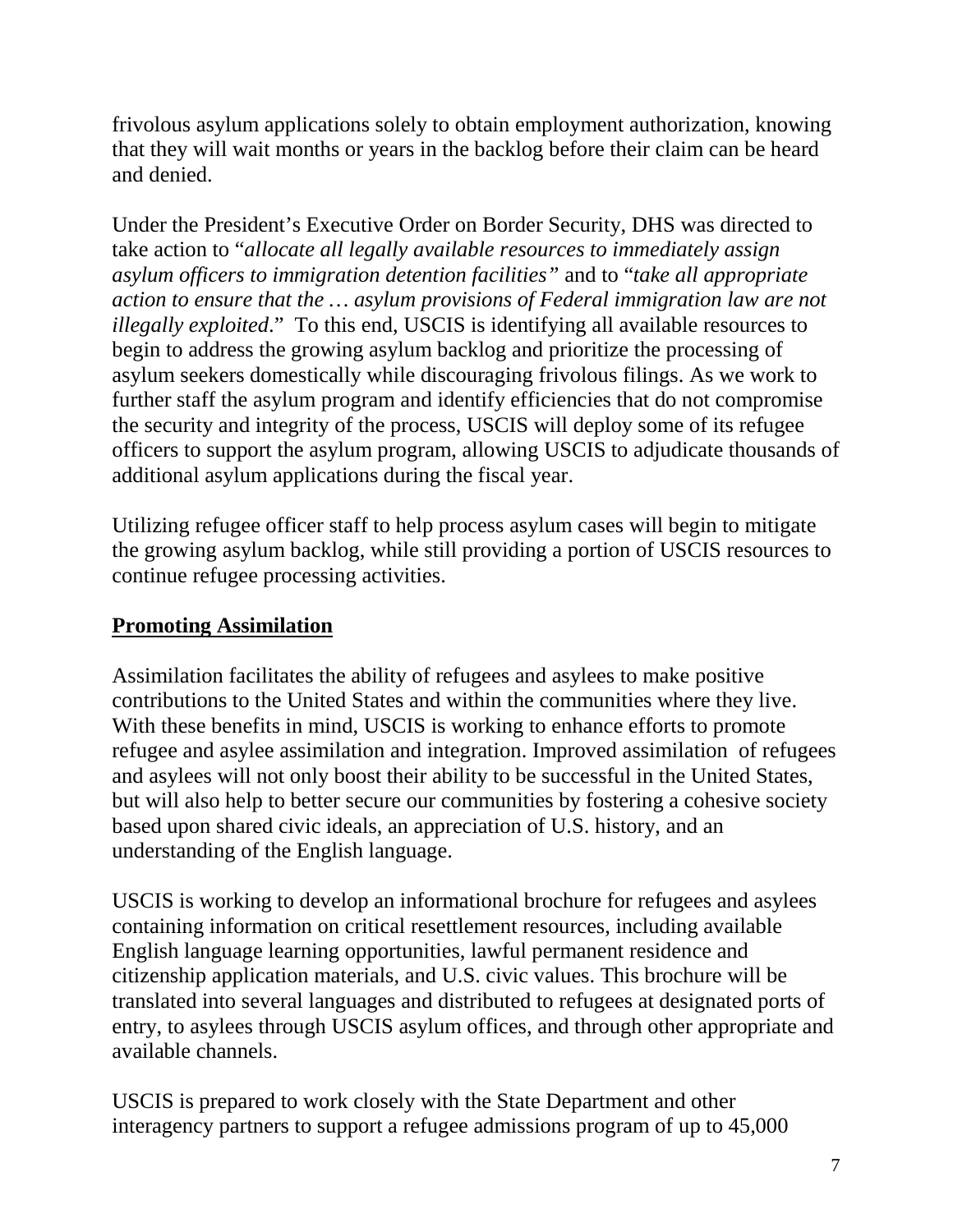frivolous asylum applications solely to obtain employment authorization, knowing that they will wait months or years in the backlog before their claim can be heard and denied.

Under the President's Executive Order on Border Security, DHS was directed to take action to "*allocate all legally available resources to immediately assign asylum officers to immigration detention facilities"* and to "*take all appropriate action to ensure that the … asylum provisions of Federal immigration law are not illegally exploited*." To this end, USCIS is identifying all available resources to begin to address the growing asylum backlog and prioritize the processing of asylum seekers domestically while discouraging frivolous filings. As we work to further staff the asylum program and identify efficiencies that do not compromise the security and integrity of the process, USCIS will deploy some of its refugee officers to support the asylum program, allowing USCIS to adjudicate thousands of additional asylum applications during the fiscal year.

Utilizing refugee officer staff to help process asylum cases will begin to mitigate the growing asylum backlog, while still providing a portion of USCIS resources to continue refugee processing activities.

**Promoting Assimilation**

Assimilation facilitates the ability of refugees and asylees to make positive contributions to the United States and within the communities where they live. With these benefits in mind, USCIS is working to enhance efforts to promote refugee and asylee assimilation and integration. Improved assimilation of refugees and asylees will not only boost their ability to be successful in the United States, but will also help to better secure our communities by fostering a cohesive society based upon shared civic ideals, an appreciation of U.S. history, and an understanding of the English language.

USCIS is working to develop an informational brochure for refugees and asylees containing information on critical resettlement resources, including available English language learning opportunities, lawful permanent residence and citizenship application materials, and U.S. civic values. This brochure will be translated into several languages and distributed to refugees at designated ports of entry, to asylees through USCIS asylum offices, and through other appropriate and available channels.

USCIS is prepared to work closely with the State Department and other interagency partners to support a refugee admissions program of up to 45,000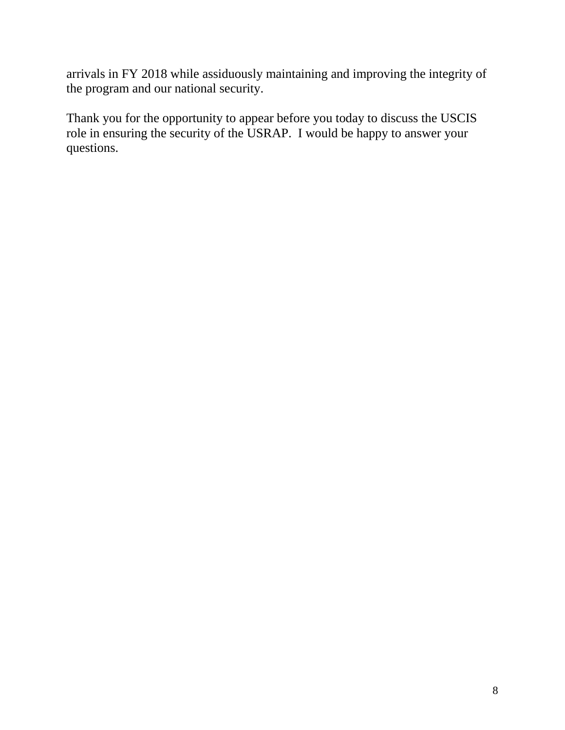arrivals in FY 2018 while assiduously maintaining and improving the integrity of the program and our national security.

Thank you for the opportunity to appear before you today to discuss the USCIS role in ensuring the security of the USRAP. I would be happy to answer your questions.